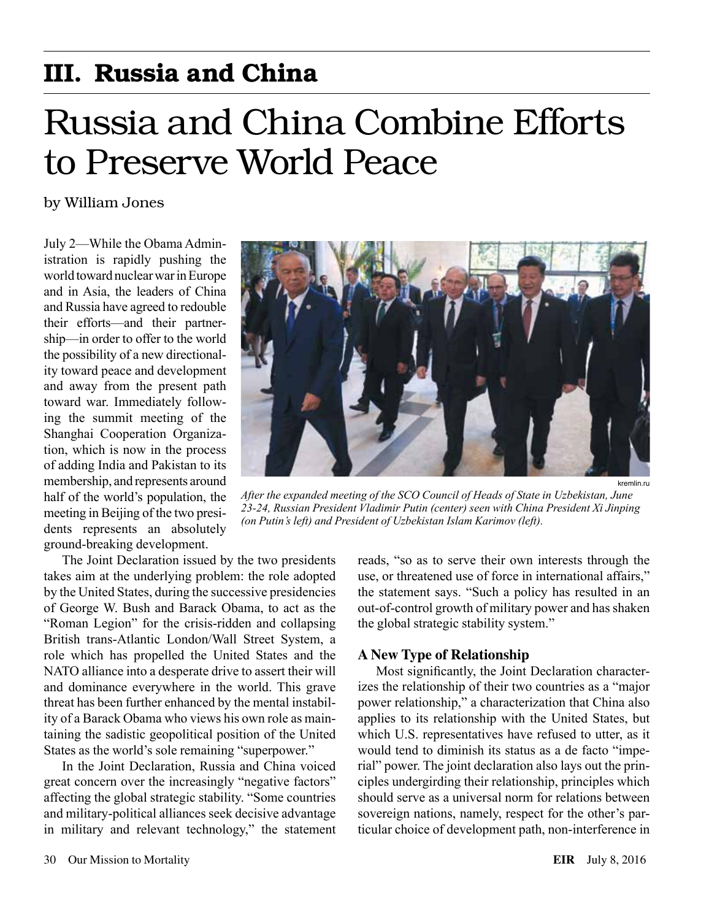## III. Russia and China

# Russia and China Combine Efforts to Preserve World Peace

by William Jones

July 2—While the Obama Administration is rapidly pushing the world toward nuclear war in Europe and in Asia, the leaders of China and Russia have agreed to redouble their efforts—and their partnership—in order to offer to the world the possibility of a new directionality toward peace and development and away from the present path toward war. Immediately following the summit meeting of the Shanghai Cooperation Organization, which is now in the process of adding India and Pakistan to its membership, and represents around half of the world's population, the meeting in Beijing of the two presidents represents an absolutely ground-breaking development.

kremlin.ru

*After the expanded meeting of the SCO Council of Heads of State in Uzbekistan, June 23-24, Russian President Vladimir Putin (center) seen with China President Xi Jinping (on Putin's left) and President of Uzbekistan Islam Karimov (left).*

The Joint Declaration issued by the two presidents takes aim at the underlying problem: the role adopted by the United States, during the successive presidencies of George W. Bush and Barack Obama, to act as the "Roman Legion" for the crisis-ridden and collapsing British trans-Atlantic London/Wall Street System, a role which has propelled the United States and the NATO alliance into a desperate drive to assert their will and dominance everywhere in the world. This grave threat has been further enhanced by the mental instability of a Barack Obama who views his own role as maintaining the sadistic geopolitical position of the United States as the world's sole remaining "superpower."

In the Joint Declaration, Russia and China voiced great concern over the increasingly "negative factors" affecting the global strategic stability. "Some countries and military-political alliances seek decisive advantage in military and relevant technology," the statement reads, "so as to serve their own interests through the use, or threatened use of force in international affairs," the statement says. "Such a policy has resulted in an out-of-control growth of military power and has shaken the global strategic stability system."

### A New Type of Relationship

Most significantly, the Joint Declaration characterizes the relationship of their two countries as a "major power relationship," a characterization that China also applies to its relationship with the United States, but which U.S. representatives have refused to utter, as it would tend to diminish its status as a de facto "imperial" power. The joint declaration also lays out the principles undergirding their relationship, principles which should serve as a universal norm for relations between sovereign nations, namely, respect for the other's particular choice of development path, non-interference in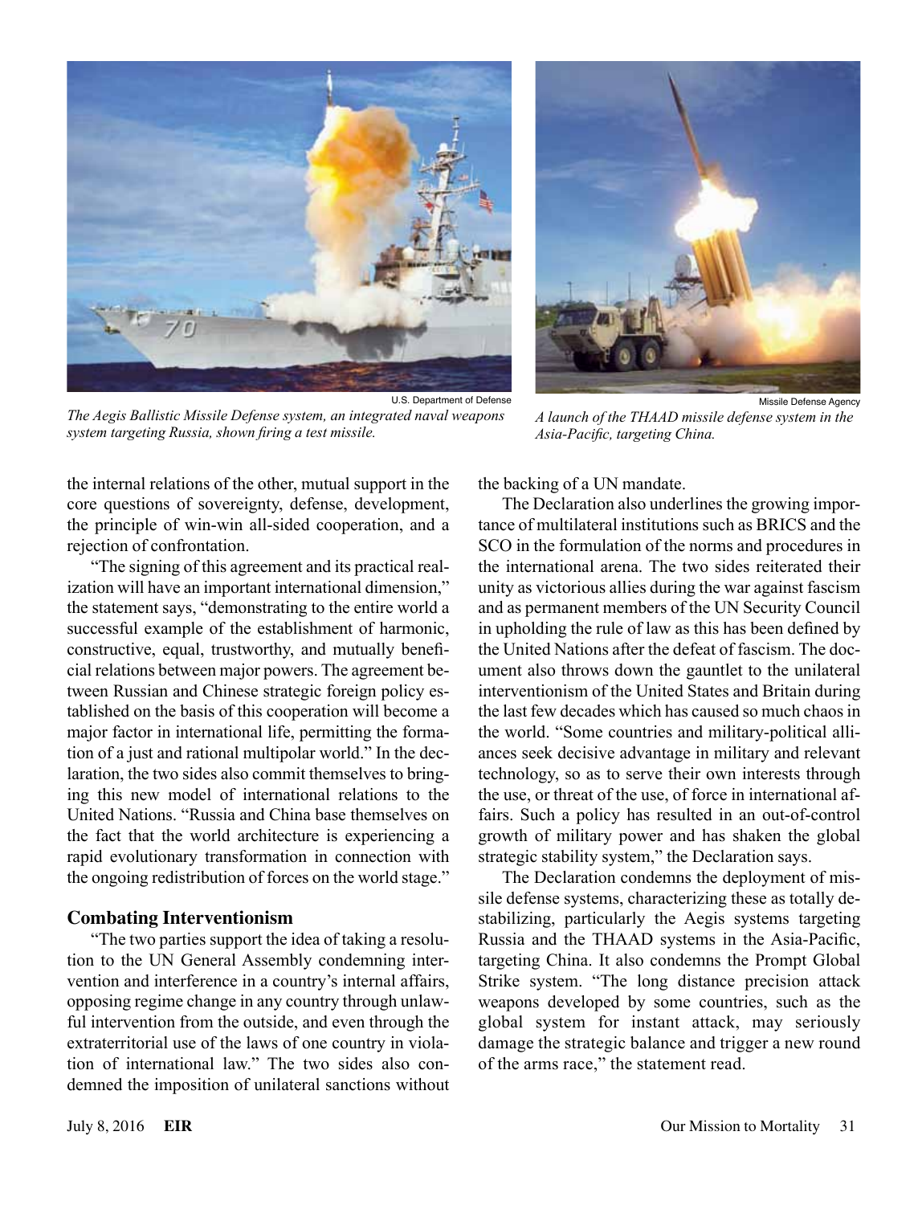U.S. Department of Defense

*The Aegis Ballistic Missile Defense system, an integrated naval weapons system targeting Russia, shown firing a test missile.*

Missile Defense Agency

*A launch of the THAAD missile defense system in the Asia-Pacific, targeting China.*

the internal relations of the other, mutual support in the core questions of sovereignty, defense, development, the principle of win-win all-sided cooperation, and a rejection of confrontation.

"The signing of this agreement and its practical realization will have an important international dimension," the statement says, "demonstrating to the entire world a successful example of the establishment of harmonic, constructive, equal, trustworthy, and mutually beneficial relations between major powers. The agreement between Russian and Chinese strategic foreign policy established on the basis of this cooperation will become a major factor in international life, permitting the formation of a just and rational multipolar world." In the declaration, the two sides also commit themselves to bringing this new model of international relations to the United Nations. "Russia and China base themselves on the fact that the world architecture is experiencing a rapid evolutionary transformation in connection with the ongoing redistribution of forces on the world stage."

### Combating Interventionism

"The two parties support the idea of taking a resolution to the UN General Assembly condemning intervention and interference in a country's internal affairs, opposing regime change in any country through unlawful intervention from the outside, and even through the extraterritorial use of the laws of one country in violation of international law." The two sides also condemned the imposition of unilateral sanctions without the backing of a UN mandate.

The Declaration also underlines the growing importance of multilateral institutions such as BRICS and the SCO in the formulation of the norms and procedures in the international arena. The two sides reiterated their unity as victorious allies during the war against fascism and as permanent members of the UN Security Council in upholding the rule of law as this has been defined by the United Nations after the defeat of fascism. The document also throws down the gauntlet to the unilateral interventionism of the United States and Britain during the last few decades which has caused so much chaos in the world. "Some countries and military-political alliances seek decisive advantage in military and relevant technology, so as to serve their own interests through the use, or threat of the use, of force in international affairs. Such a policy has resulted in an out-of-control growth of military power and has shaken the global strategic stability system," the Declaration says.

The Declaration condemns the deployment of missile defense systems, characterizing these as totally destabilizing, particularly the Aegis systems targeting Russia and the THAAD systems in the Asia-Pacific, targeting China. It also condemns the Prompt Global Strike system. "The long distance precision attack weapons developed by some countries, such as the global system for instant attack, may seriously damage the strategic balance and trigger a new round of the arms race," the statement read.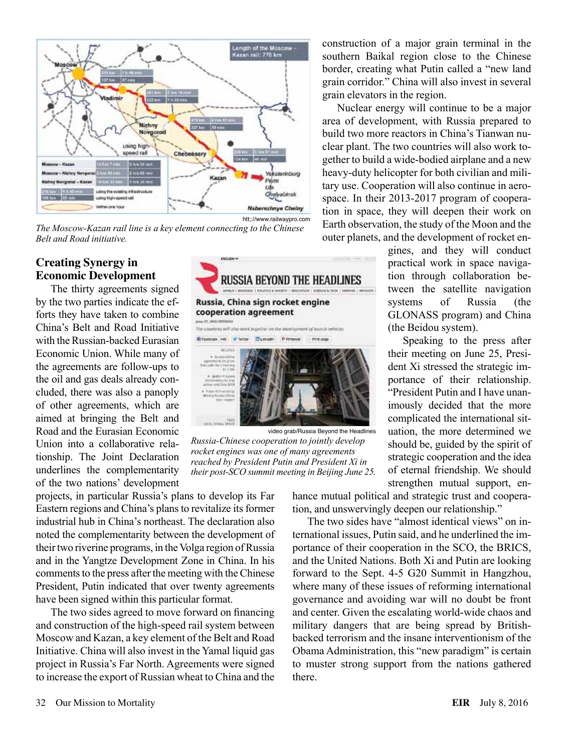htt;://www.railwaypro.com

*The Moscow-Kazan rail line is a key element connecting to the Chinese Belt and Road initiative.*

## Creating Synergy in Economic Development

The thirty agreements signed by the two parties indicate the efforts they have taken to combine China's Belt and Road Initiative with the Russian-backed Eurasian Economic Union. While many of the agreements are follow-ups to the oil and gas deals already concluded, there was also a panoply of other agreements, which are aimed at bringing the Belt and Road and the Eurasian Economic Union into a collaborative relationship. The Joint Declaration underlines the complementarity of the two nations' development projects, in particular Russia's plans to develop its Far Eastern regions and China's plans to revitalize its former industrial hub in China's northeast. The declaration also noted the complementarity between the development of their two riverine programs, in the Volga region of Russia and in the Yangtze Development Zone in China. In his comments to the press after the meeting with the Chinese President, Putin indicated that over twenty agreements have been signed within this particular format.

video grab/Russia Beyond the Headlines

*Russia-Chinese cooperation to jointly develop rocket engines was one of many agreements reached by President Putin and President Xi in their post-SCO summit meeting in Beijing June 25.*

The two sides agreed to move forward on financing and construction of the high-speed rail system between Moscow and Kazan, a key element of the Belt and Road Initiative. China will also invest in the Yamal liquid gas project in Russia's Far North. Agreements were signed to increase the export of Russian wheat to China and the construction of a major grain terminal in the southern Baikal region close to the Chinese border, creating what Putin called a "new land grain corridor." China will also invest in several grain elevators in the region.

Nuclear energy will continue to be a major area of development, with Russia prepared to build two more reactors in China's Tianwan nuclear plant. The two countries will also work together to build a wide-bodied airplane and a new heavy-duty helicopter for both civilian and military use. Cooperation will also continue in aerospace. In their 2013-2017 program of cooperation in space, they will deepen their work on Earth observation, the study of the Moon and the outer planets, and the development of rocket engines, and they will conduct practical work in space navigation through collaboration between the satellite navigation systems of Russia (the GLONASS program) and China (the Beidou system).

Speaking to the press after their meeting on June 25, President Xi stressed the strategic importance of their relationship. "President Putin and I have unanimously decided that the more complicated the international situation, the more determined we should be, guided by the spirit of strategic cooperation and the idea of eternal friendship. We should strengthen mutual support, enhance mutual political and strategic trust and cooperation, and unswervingly deepen our relationship."

The two sides have "almost identical views" on international issues, Putin said, and he underlined the importance of their cooperation in the SCO, the BRICS, and the United Nations. Both Xi and Putin are looking forward to the Sept. 4-5 G20 Summit in Hangzhou, where many of these issues of reforming international governance and avoiding war will no doubt be front and center. Given the escalating world-wide chaos and military dangers that are being spread by British-backed terrorism and the insane interventionism of the Obama Administration, this "new paradigm" is certain to muster strong support from the nations gathered there.